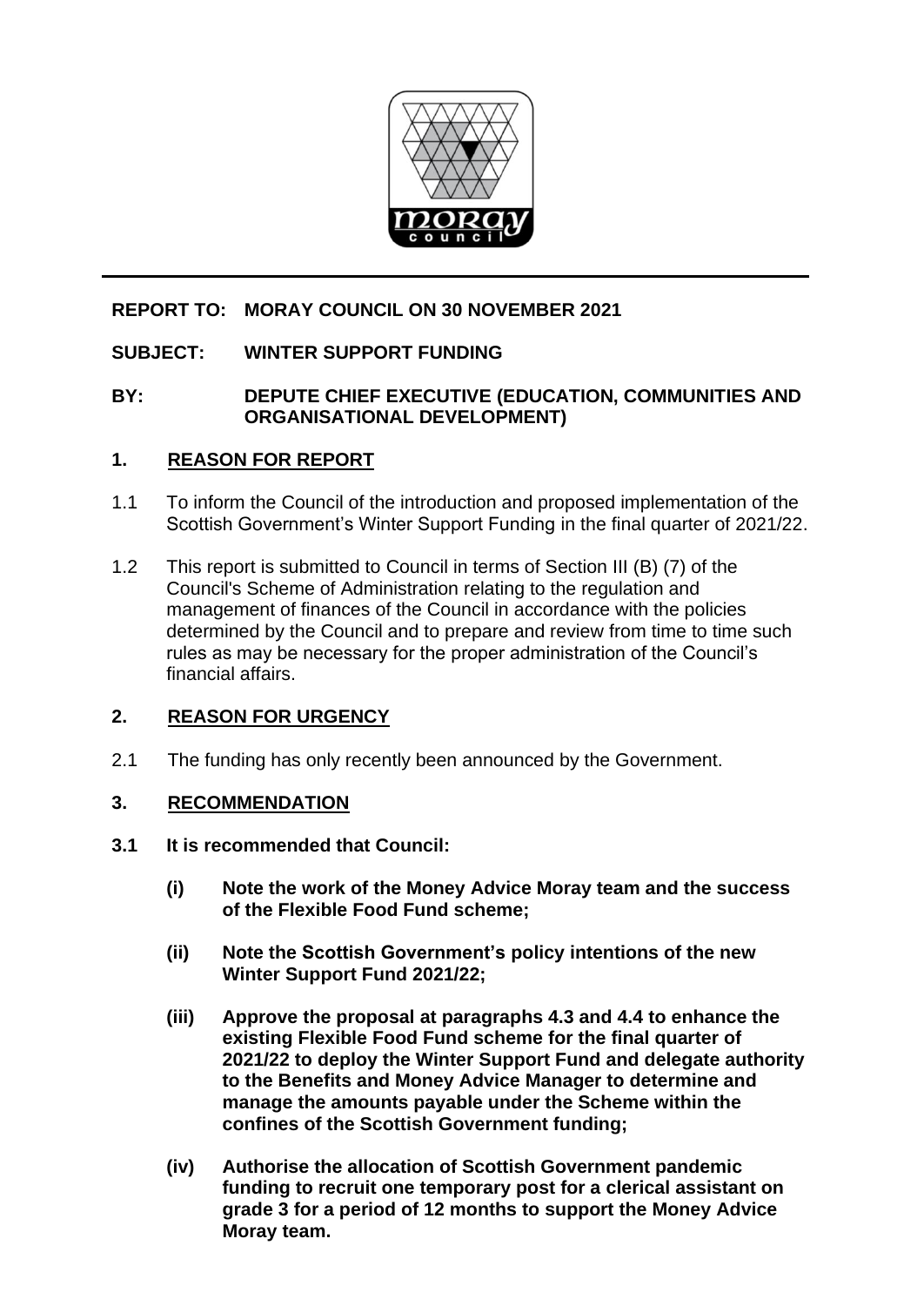**REPORT TO: MORAY COUNCIL ON 30 NOVEMBER 2021**

**SUBJECT: WINTER SUPPORT FUNDING**

**BY: DEPUTE CHIEF EXECUTIVE (EDUCATION, COMMUNITIES AND ORGANISATIONAL DEVELOPMENT)**

## 1. REASON FOR REPORT

1.1 To inform the Council of the introduction and proposed implementation of the Scottish Government's Winter Support Funding in the final quarter of 2021/22.

1.2 This report is submitted to Council in terms of Section III (B) (7) of the Council's Scheme of Administration relating to the regulation and management of finances of the Council in accordance with the policies determined by the Council and to prepare and review from time to time such rules as may be necessary for the proper administration of the Council's financial affairs.

## 2. REASON FOR URGENCY

2.1 The funding has only recently been announced by the Government.

## 3. RECOMMENDATION

**3.1 It is recommended that Council:**

**(i) Note the work of the Money Advice Moray team and the success of the Flexible Food Fund scheme;**

**(ii) Note the Scottish Government's policy intentions of the new Winter Support Fund 2021/22;**

**(iii) Approve the proposal at paragraphs 4.3 and 4.4 to enhance the existing Flexible Food Fund scheme for the final quarter of 2021/22 to deploy the Winter Support Fund and delegate authority to the Benefits and Money Advice Manager to determine and manage the amounts payable under the Scheme within the confines of the Scottish Government funding;**

**(iv) Authorise the allocation of Scottish Government pandemic funding to recruit one temporary post for a clerical assistant on grade 3 for a period of 12 months to support the Money Advice Moray team.**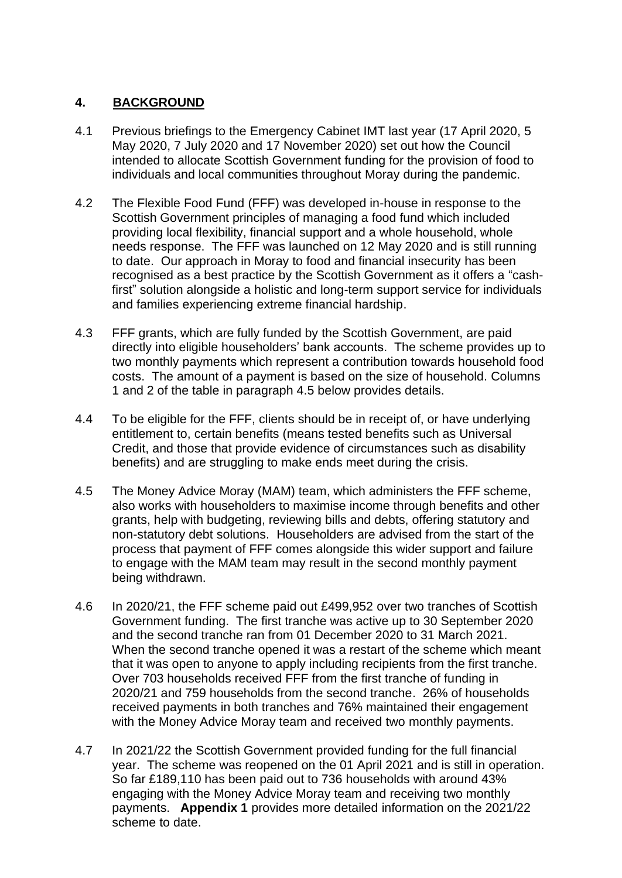## 4. BACKGROUND

4.1 Previous briefings to the Emergency Cabinet IMT last year (17 April 2020, 5 May 2020, 7 July 2020 and 17 November 2020) set out how the Council intended to allocate Scottish Government funding for the provision of food to individuals and local communities throughout Moray during the pandemic.

4.2 The Flexible Food Fund (FFF) was developed in-house in response to the Scottish Government principles of managing a food fund which included providing local flexibility, financial support and a whole household, whole needs response. The FFF was launched on 12 May 2020 and is still running to date. Our approach in Moray to food and financial insecurity has been recognised as a best practice by the Scottish Government as it offers a "cash-first" solution alongside a holistic and long-term support service for individuals and families experiencing extreme financial hardship.

4.3 FFF grants, which are fully funded by the Scottish Government, are paid directly into eligible householders' bank accounts. The scheme provides up to two monthly payments which represent a contribution towards household food costs. The amount of a payment is based on the size of household. Columns 1 and 2 of the table in paragraph 4.5 below provides details.

4.4 To be eligible for the FFF, clients should be in receipt of, or have underlying entitlement to, certain benefits (means tested benefits such as Universal Credit, and those that provide evidence of circumstances such as disability benefits) and are struggling to make ends meet during the crisis.

4.5 The Money Advice Moray (MAM) team, which administers the FFF scheme, also works with householders to maximise income through benefits and other grants, help with budgeting, reviewing bills and debts, offering statutory and non-statutory debt solutions. Householders are advised from the start of the process that payment of FFF comes alongside this wider support and failure to engage with the MAM team may result in the second monthly payment being withdrawn.

4.6 In 2020/21, the FFF scheme paid out £499,952 over two tranches of Scottish Government funding. The first tranche was active up to 30 September 2020 and the second tranche ran from 01 December 2020 to 31 March 2021. When the second tranche opened it was a restart of the scheme which meant that it was open to anyone to apply including recipients from the first tranche. Over 703 households received FFF from the first tranche of funding in 2020/21 and 759 households from the second tranche. 26% of households received payments in both tranches and 76% maintained their engagement with the Money Advice Moray team and received two monthly payments.

4.7 In 2021/22 the Scottish Government provided funding for the full financial year. The scheme was reopened on the 01 April 2021 and is still in operation. So far £189,110 has been paid out to 736 households with around 43% engaging with the Money Advice Moray team and receiving two monthly payments. **Appendix 1** provides more detailed information on the 2021/22 scheme to date.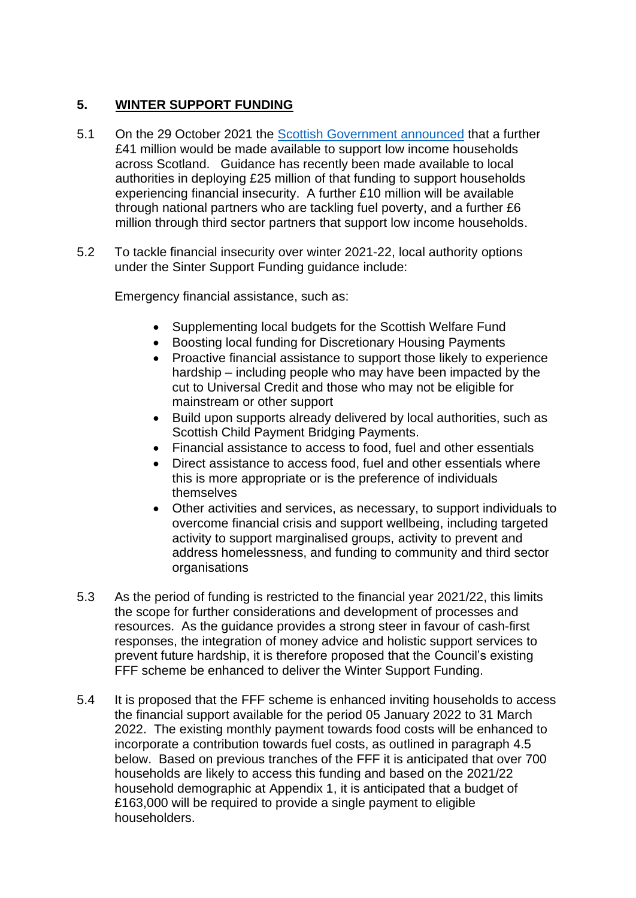## 5. WINTER SUPPORT FUNDING

5.1 On the 29 October 2021 the [Scottish Government announced](Scottish Government announced) that a further £41 million would be made available to support low income households across Scotland. Guidance has recently been made available to local authorities in deploying £25 million of that funding to support households experiencing financial insecurity. A further £10 million will be available through national partners who are tackling fuel poverty, and a further £6 million through third sector partners that support low income households.

5.2 To tackle financial insecurity over winter 2021-22, local authority options under the Sinter Support Funding guidance include:

Emergency financial assistance, such as:

- Supplementing local budgets for the Scottish Welfare Fund
- Boosting local funding for Discretionary Housing Payments
- Proactive financial assistance to support those likely to experience hardship – including people who may have been impacted by the cut to Universal Credit and those who may not be eligible for mainstream or other support
- Build upon supports already delivered by local authorities, such as Scottish Child Payment Bridging Payments.
- Financial assistance to access to food, fuel and other essentials
- Direct assistance to access food, fuel and other essentials where this is more appropriate or is the preference of individuals themselves
- Other activities and services, as necessary, to support individuals to overcome financial crisis and support wellbeing, including targeted activity to support marginalised groups, activity to prevent and address homelessness, and funding to community and third sector organisations

5.3 As the period of funding is restricted to the financial year 2021/22, this limits the scope for further considerations and development of processes and resources. As the guidance provides a strong steer in favour of cash-first responses, the integration of money advice and holistic support services to prevent future hardship, it is therefore proposed that the Council's existing FFF scheme be enhanced to deliver the Winter Support Funding.

5.4 It is proposed that the FFF scheme is enhanced inviting households to access the financial support available for the period 05 January 2022 to 31 March 2022. The existing monthly payment towards food costs will be enhanced to incorporate a contribution towards fuel costs, as outlined in paragraph 4.5 below. Based on previous tranches of the FFF it is anticipated that over 700 households are likely to access this funding and based on the 2021/22 household demographic at Appendix 1, it is anticipated that a budget of £163,000 will be required to provide a single payment to eligible householders.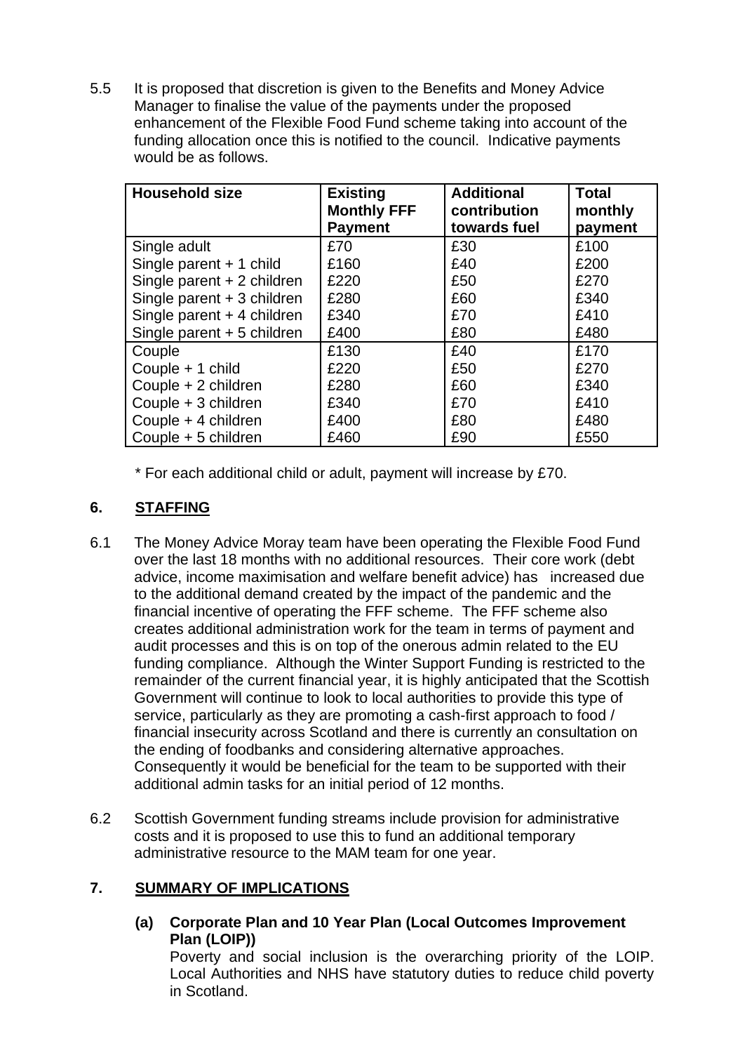5.5 It is proposed that discretion is given to the Benefits and Money Advice Manager to finalise the value of the payments under the proposed enhancement of the Flexible Food Fund scheme taking into account of the funding allocation once this is notified to the council. Indicative payments would be as follows.

| Household size | Existing Monthly FFF Payment | Additional contribution towards fuel | Total monthly payment |
|---|---|---|---|
| Single adult | £70 | £30 | £100 |
| Single parent + 1 child | £160 | £40 | £200 |
| Single parent + 2 children | £220 | £50 | £270 |
| Single parent + 3 children | £280 | £60 | £340 |
| Single parent + 4 children | £340 | £70 | £410 |
| Single parent + 5 children | £400 | £80 | £480 |
| Couple | £130 | £40 | £170 |
| Couple + 1 child | £220 | £50 | £270 |
| Couple + 2 children | £280 | £60 | £340 |
| Couple + 3 children | £340 | £70 | £410 |
| Couple + 4 children | £400 | £80 | £480 |
| Couple + 5 children | £460 | £90 | £550 |

* For each additional child or adult, payment will increase by £70.

## 6. STAFFING

6.1 The Money Advice Moray team have been operating the Flexible Food Fund over the last 18 months with no additional resources. Their core work (debt advice, income maximisation and welfare benefit advice) has increased due to the additional demand created by the impact of the pandemic and the financial incentive of operating the FFF scheme. The FFF scheme also creates additional administration work for the team in terms of payment and audit processes and this is on top of the onerous admin related to the EU funding compliance. Although the Winter Support Funding is restricted to the remainder of the current financial year, it is highly anticipated that the Scottish Government will continue to look to local authorities to provide this type of service, particularly as they are promoting a cash-first approach to food / financial insecurity across Scotland and there is currently an consultation on the ending of foodbanks and considering alternative approaches. Consequently it would be beneficial for the team to be supported with their additional admin tasks for an initial period of 12 months.

6.2 Scottish Government funding streams include provision for administrative costs and it is proposed to use this to fund an additional temporary administrative resource to the MAM team for one year.

## 7. SUMMARY OF IMPLICATIONS

**(a) Corporate Plan and 10 Year Plan (Local Outcomes Improvement Plan (LOIP))**

Poverty and social inclusion is the overarching priority of the LOIP. Local Authorities and NHS have statutory duties to reduce child poverty in Scotland.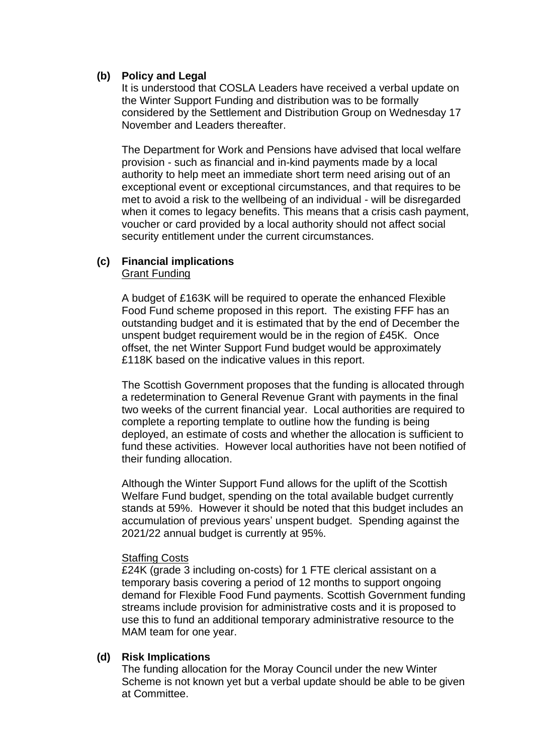**(b) Policy and Legal**

It is understood that COSLA Leaders have received a verbal update on the Winter Support Funding and distribution was to be formally considered by the Settlement and Distribution Group on Wednesday 17 November and Leaders thereafter.

The Department for Work and Pensions have advised that local welfare provision - such as financial and in-kind payments made by a local authority to help meet an immediate short term need arising out of an exceptional event or exceptional circumstances, and that requires to be met to avoid a risk to the wellbeing of an individual - will be disregarded when it comes to legacy benefits. This means that a crisis cash payment, voucher or card provided by a local authority should not affect social security entitlement under the current circumstances.

**(c) Financial implications**

Grant Funding

A budget of £163K will be required to operate the enhanced Flexible Food Fund scheme proposed in this report. The existing FFF has an outstanding budget and it is estimated that by the end of December the unspent budget requirement would be in the region of £45K. Once offset, the net Winter Support Fund budget would be approximately £118K based on the indicative values in this report.

The Scottish Government proposes that the funding is allocated through a redetermination to General Revenue Grant with payments in the final two weeks of the current financial year. Local authorities are required to complete a reporting template to outline how the funding is being deployed, an estimate of costs and whether the allocation is sufficient to fund these activities. However local authorities have not been notified of their funding allocation.

Although the Winter Support Fund allows for the uplift of the Scottish Welfare Fund budget, spending on the total available budget currently stands at 59%. However it should be noted that this budget includes an accumulation of previous years' unspent budget. Spending against the 2021/22 annual budget is currently at 95%.

Staffing Costs

£24K (grade 3 including on-costs) for 1 FTE clerical assistant on a temporary basis covering a period of 12 months to support ongoing demand for Flexible Food Fund payments. Scottish Government funding streams include provision for administrative costs and it is proposed to use this to fund an additional temporary administrative resource to the MAM team for one year.

**(d) Risk Implications**

The funding allocation for the Moray Council under the new Winter Scheme is not known yet but a verbal update should be able to be given at Committee.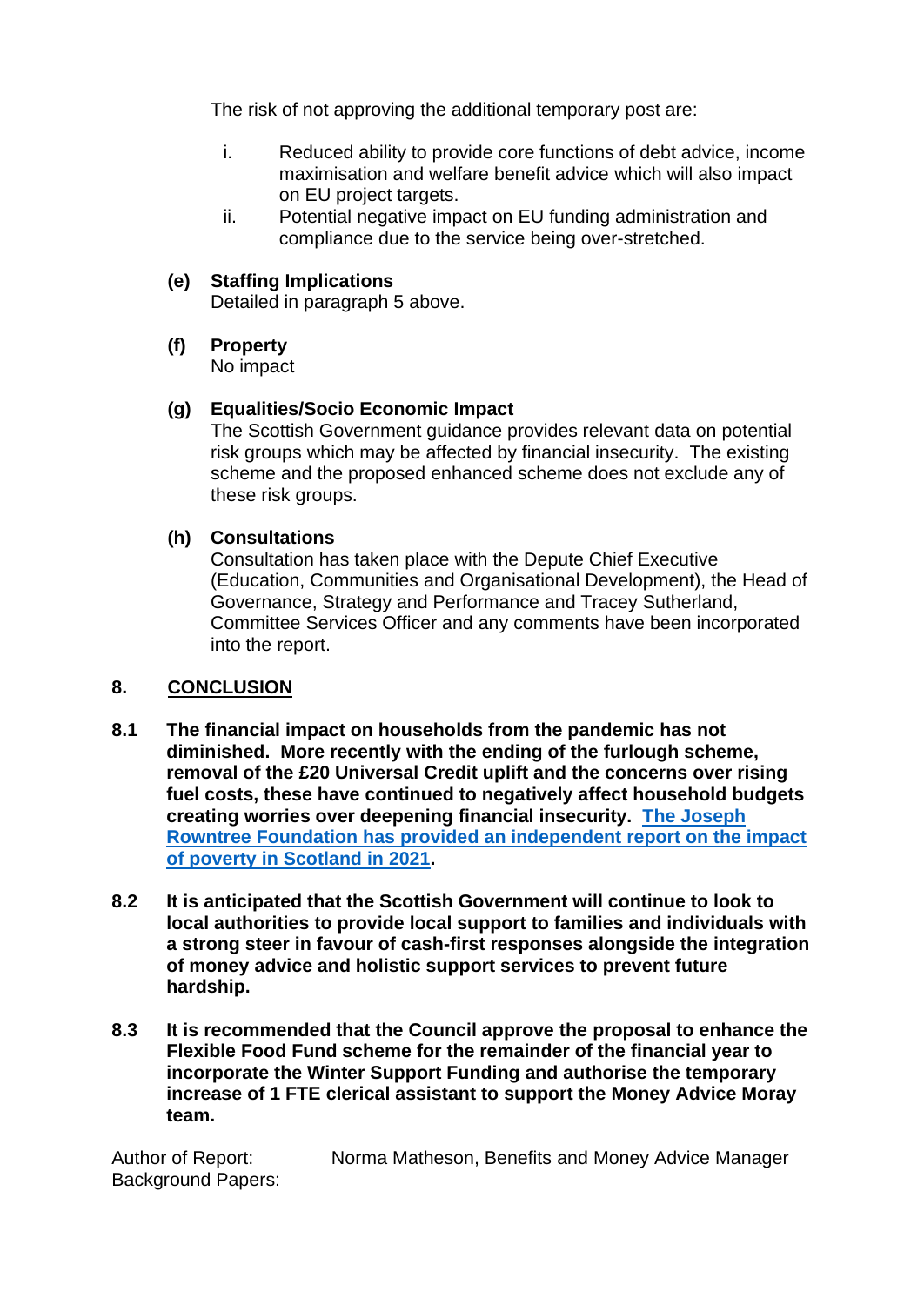The risk of not approving the additional temporary post are:

i. Reduced ability to provide core functions of debt advice, income maximisation and welfare benefit advice which will also impact on EU project targets.
ii. Potential negative impact on EU funding administration and compliance due to the service being over-stretched.

**(e) Staffing Implications**
Detailed in paragraph 5 above.

**(f) Property**
No impact

**(g) Equalities/Socio Economic Impact**
The Scottish Government guidance provides relevant data on potential risk groups which may be affected by financial insecurity. The existing scheme and the proposed enhanced scheme does not exclude any of these risk groups.

**(h) Consultations**
Consultation has taken place with the Depute Chief Executive (Education, Communities and Organisational Development), the Head of Governance, Strategy and Performance and Tracey Sutherland, Committee Services Officer and any comments have been incorporated into the report.

## 8. CONCLUSION

**8.1 The financial impact on households from the pandemic has not diminished. More recently with the ending of the furlough scheme, removal of the £20 Universal Credit uplift and the concerns over rising fuel costs, these have continued to negatively affect household budgets creating worries over deepening financial insecurity. The Joseph Rowntree Foundation has provided an independent report on the impact of poverty in Scotland in 2021.**

**8.2 It is anticipated that the Scottish Government will continue to look to local authorities to provide local support to families and individuals with a strong steer in favour of cash-first responses alongside the integration of money advice and holistic support services to prevent future hardship.**

**8.3 It is recommended that the Council approve the proposal to enhance the Flexible Food Fund scheme for the remainder of the financial year to incorporate the Winter Support Funding and authorise the temporary increase of 1 FTE clerical assistant to support the Money Advice Moray team.**

Author of Report: Norma Matheson, Benefits and Money Advice Manager
Background Papers: